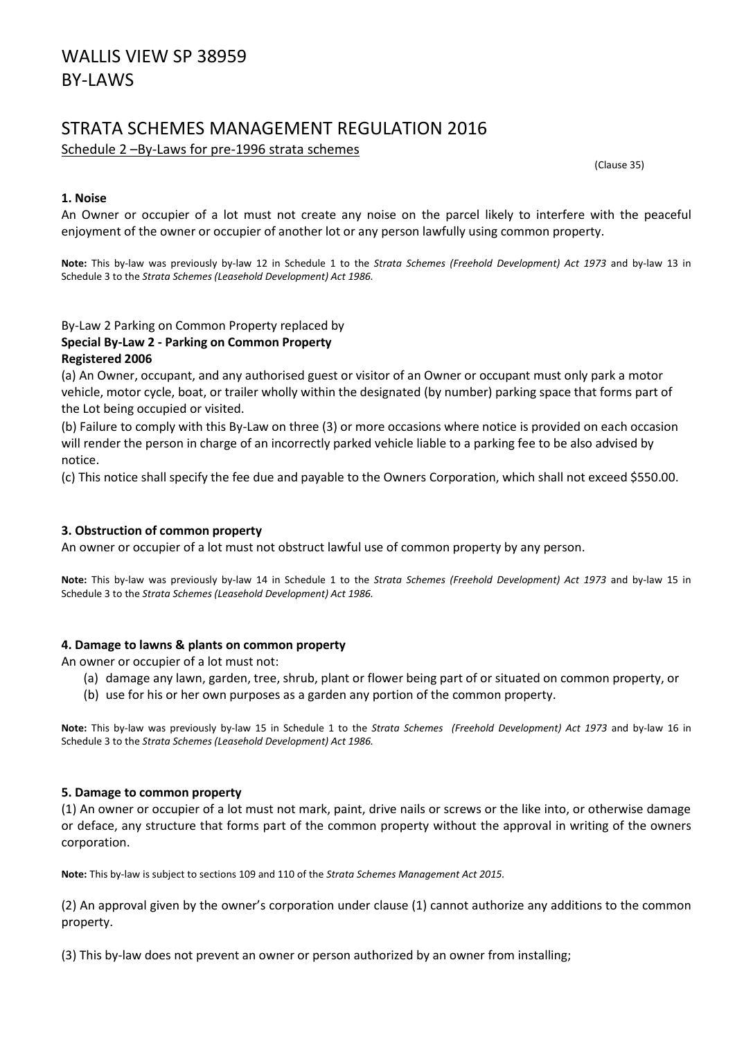# WALLIS VIEW SP 38959
# BY-LAWS

## STRATA SCHEMES MANAGEMENT REGULATION 2016

Schedule 2 –By-Laws for pre-1996 strata schemes

(Clause 35)

**1. Noise**

An Owner or occupier of a lot must not create any noise on the parcel likely to interfere with the peaceful enjoyment of the owner or occupier of another lot or any person lawfully using common property.

**Note:** This by-law was previously by-law 12 in Schedule 1 to the *Strata Schemes (Freehold Development) Act 1973* and by-law 13 in Schedule 3 to the *Strata Schemes (Leasehold Development) Act 1986.*

By-Law 2 Parking on Common Property replaced by
**Special By-Law 2 - Parking on Common Property**
**Registered 2006**

(a) An Owner, occupant, and any authorised guest or visitor of an Owner or occupant must only park a motor vehicle, motor cycle, boat, or trailer wholly within the designated (by number) parking space that forms part of the Lot being occupied or visited.

(b) Failure to comply with this By-Law on three (3) or more occasions where notice is provided on each occasion will render the person in charge of an incorrectly parked vehicle liable to a parking fee to be also advised by notice.

(c) This notice shall specify the fee due and payable to the Owners Corporation, which shall not exceed $550.00.

**3. Obstruction of common property**

An owner or occupier of a lot must not obstruct lawful use of common property by any person.

**Note:** This by-law was previously by-law 14 in Schedule 1 to the *Strata Schemes (Freehold Development) Act 1973* and by-law 15 in Schedule 3 to the *Strata Schemes (Leasehold Development) Act 1986.*

**4. Damage to lawns & plants on common property**

An owner or occupier of a lot must not:

(a) damage any lawn, garden, tree, shrub, plant or flower being part of or situated on common property, or
(b) use for his or her own purposes as a garden any portion of the common property.

**Note:** This by-law was previously by-law 15 in Schedule 1 to the *Strata Schemes (Freehold Development) Act 1973* and by-law 16 in Schedule 3 to the *Strata Schemes (Leasehold Development) Act 1986.*

**5. Damage to common property**

(1) An owner or occupier of a lot must not mark, paint, drive nails or screws or the like into, or otherwise damage or deface, any structure that forms part of the common property without the approval in writing of the owners corporation.

**Note:** This by-law is subject to sections 109 and 110 of the *Strata Schemes Management Act 2015.*

(2) An approval given by the owner's corporation under clause (1) cannot authorize any additions to the common property.

(3) This by-law does not prevent an owner or person authorized by an owner from installing;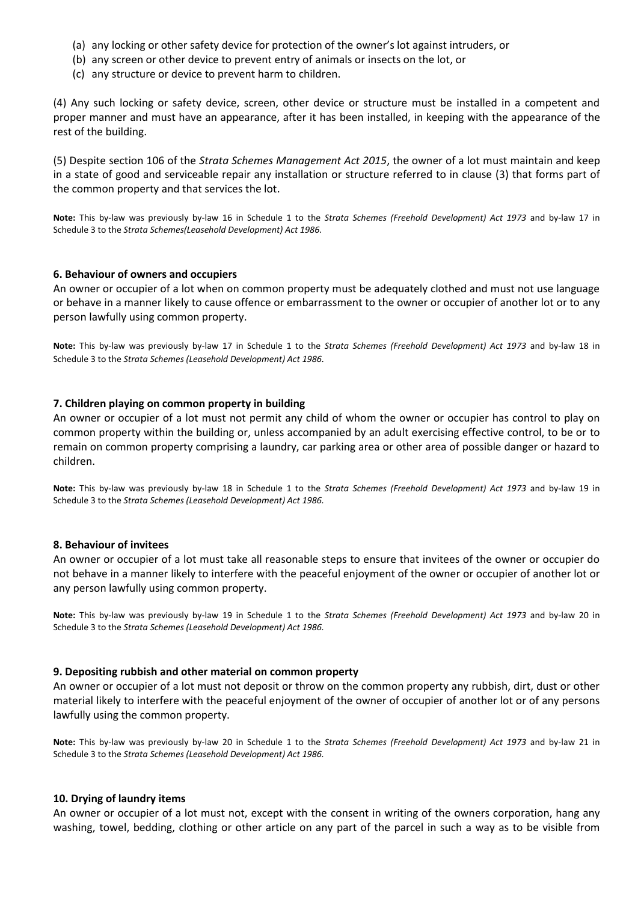(a) any locking or other safety device for protection of the owner's lot against intruders, or
(b) any screen or other device to prevent entry of animals or insects on the lot, or
(c) any structure or device to prevent harm to children.

(4) Any such locking or safety device, screen, other device or structure must be installed in a competent and proper manner and must have an appearance, after it has been installed, in keeping with the appearance of the rest of the building.

(5) Despite section 106 of the *Strata Schemes Management Act 2015*, the owner of a lot must maintain and keep in a state of good and serviceable repair any installation or structure referred to in clause (3) that forms part of the common property and that services the lot.

**Note:** This by-law was previously by-law 16 in Schedule 1 to the *Strata Schemes (Freehold Development) Act 1973* and by-law 17 in Schedule 3 to the *Strata Schemes(Leasehold Development) Act 1986.*

### 6. Behaviour of owners and occupiers

An owner or occupier of a lot when on common property must be adequately clothed and must not use language or behave in a manner likely to cause offence or embarrassment to the owner or occupier of another lot or to any person lawfully using common property.

**Note:** This by-law was previously by-law 17 in Schedule 1 to the *Strata Schemes (Freehold Development) Act 1973* and by-law 18 in Schedule 3 to the *Strata Schemes (Leasehold Development) Act 1986.*

### 7. Children playing on common property in building

An owner or occupier of a lot must not permit any child of whom the owner or occupier has control to play on common property within the building or, unless accompanied by an adult exercising effective control, to be or to remain on common property comprising a laundry, car parking area or other area of possible danger or hazard to children.

**Note:** This by-law was previously by-law 18 in Schedule 1 to the *Strata Schemes (Freehold Development) Act 1973* and by-law 19 in Schedule 3 to the *Strata Schemes (Leasehold Development) Act 1986.*

### 8. Behaviour of invitees

An owner or occupier of a lot must take all reasonable steps to ensure that invitees of the owner or occupier do not behave in a manner likely to interfere with the peaceful enjoyment of the owner or occupier of another lot or any person lawfully using common property.

**Note:** This by-law was previously by-law 19 in Schedule 1 to the *Strata Schemes (Freehold Development) Act 1973* and by-law 20 in Schedule 3 to the *Strata Schemes (Leasehold Development) Act 1986.*

### 9. Depositing rubbish and other material on common property

An owner or occupier of a lot must not deposit or throw on the common property any rubbish, dirt, dust or other material likely to interfere with the peaceful enjoyment of the owner of occupier of another lot or of any persons lawfully using the common property.

**Note:** This by-law was previously by-law 20 in Schedule 1 to the *Strata Schemes (Freehold Development) Act 1973* and by-law 21 in Schedule 3 to the *Strata Schemes (Leasehold Development) Act 1986.*

### 10. Drying of laundry items

An owner or occupier of a lot must not, except with the consent in writing of the owners corporation, hang any washing, towel, bedding, clothing or other article on any part of the parcel in such a way as to be visible from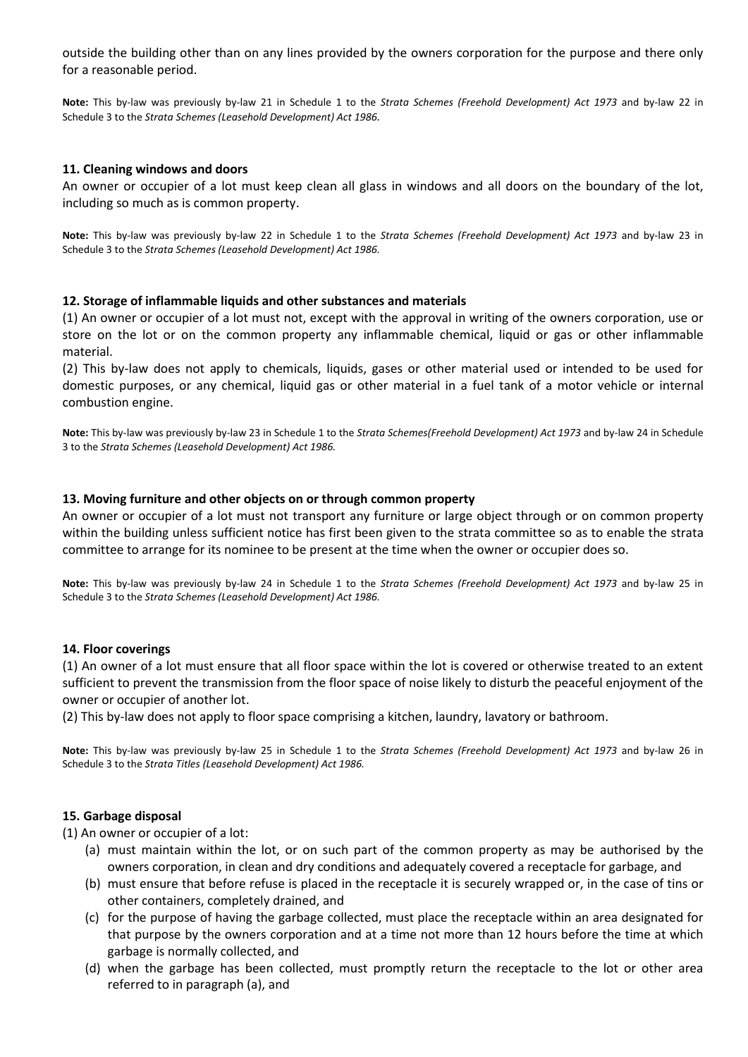outside the building other than on any lines provided by the owners corporation for the purpose and there only for a reasonable period.

**Note:** This by-law was previously by-law 21 in Schedule 1 to the *Strata Schemes (Freehold Development) Act 1973* and by-law 22 in Schedule 3 to the *Strata Schemes (Leasehold Development) Act 1986.*

### 11. Cleaning windows and doors

An owner or occupier of a lot must keep clean all glass in windows and all doors on the boundary of the lot, including so much as is common property.

**Note:** This by-law was previously by-law 22 in Schedule 1 to the *Strata Schemes (Freehold Development) Act 1973* and by-law 23 in Schedule 3 to the *Strata Schemes (Leasehold Development) Act 1986.*

### 12. Storage of inflammable liquids and other substances and materials

(1) An owner or occupier of a lot must not, except with the approval in writing of the owners corporation, use or store on the lot or on the common property any inflammable chemical, liquid or gas or other inflammable material.

(2) This by-law does not apply to chemicals, liquids, gases or other material used or intended to be used for domestic purposes, or any chemical, liquid gas or other material in a fuel tank of a motor vehicle or internal combustion engine.

**Note:** This by-law was previously by-law 23 in Schedule 1 to the *Strata Schemes(Freehold Development) Act 1973* and by-law 24 in Schedule 3 to the *Strata Schemes (Leasehold Development) Act 1986.*

### 13. Moving furniture and other objects on or through common property

An owner or occupier of a lot must not transport any furniture or large object through or on common property within the building unless sufficient notice has first been given to the strata committee so as to enable the strata committee to arrange for its nominee to be present at the time when the owner or occupier does so.

**Note:** This by-law was previously by-law 24 in Schedule 1 to the *Strata Schemes (Freehold Development) Act 1973* and by-law 25 in Schedule 3 to the *Strata Schemes (Leasehold Development) Act 1986.*

### 14. Floor coverings

(1) An owner of a lot must ensure that all floor space within the lot is covered or otherwise treated to an extent sufficient to prevent the transmission from the floor space of noise likely to disturb the peaceful enjoyment of the owner or occupier of another lot.

(2) This by-law does not apply to floor space comprising a kitchen, laundry, lavatory or bathroom.

**Note:** This by-law was previously by-law 25 in Schedule 1 to the *Strata Schemes (Freehold Development) Act 1973* and by-law 26 in Schedule 3 to the *Strata Titles (Leasehold Development) Act 1986.*

### 15. Garbage disposal

(1) An owner or occupier of a lot:

- (a) must maintain within the lot, or on such part of the common property as may be authorised by the owners corporation, in clean and dry conditions and adequately covered a receptacle for garbage, and
- (b) must ensure that before refuse is placed in the receptacle it is securely wrapped or, in the case of tins or other containers, completely drained, and
- (c) for the purpose of having the garbage collected, must place the receptacle within an area designated for that purpose by the owners corporation and at a time not more than 12 hours before the time at which garbage is normally collected, and
- (d) when the garbage has been collected, must promptly return the receptacle to the lot or other area referred to in paragraph (a), and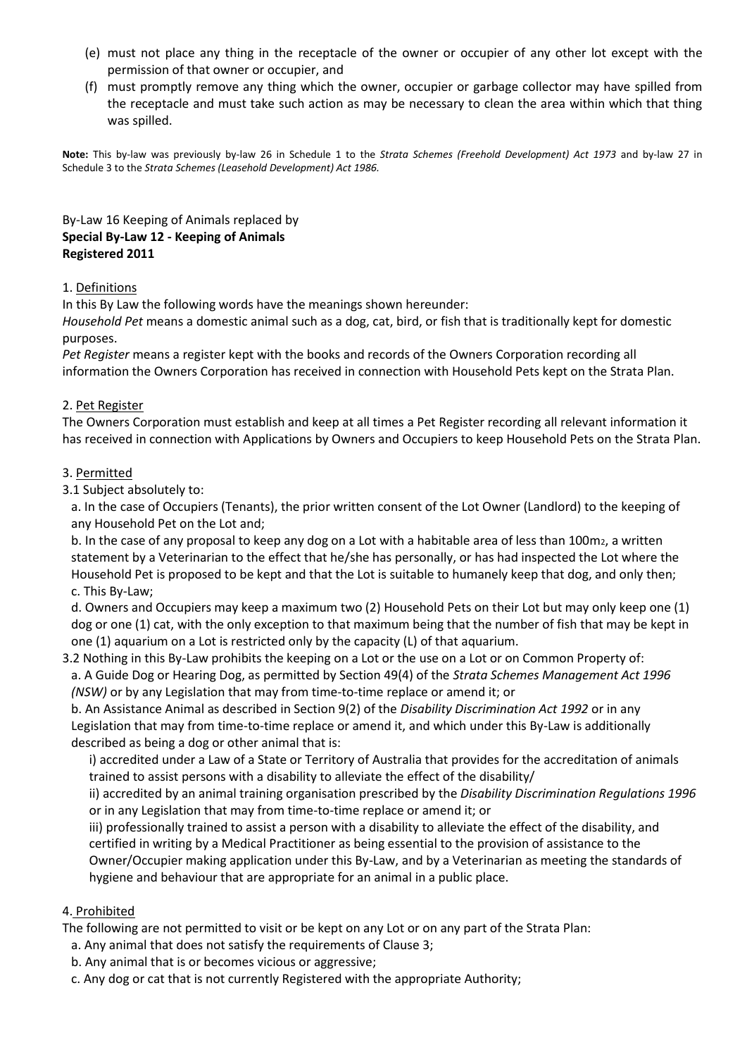(e) must not place any thing in the receptacle of the owner or occupier of any other lot except with the permission of that owner or occupier, and

(f) must promptly remove any thing which the owner, occupier or garbage collector may have spilled from the receptacle and must take such action as may be necessary to clean the area within which that thing was spilled.

**Note:** This by-law was previously by-law 26 in Schedule 1 to the *Strata Schemes (Freehold Development) Act 1973* and by-law 27 in Schedule 3 to the *Strata Schemes (Leasehold Development) Act 1986.*

By-Law 16 Keeping of Animals replaced by
**Special By-Law 12 - Keeping of Animals**
**Registered 2011**

1. Definitions

In this By Law the following words have the meanings shown hereunder:

*Household Pet* means a domestic animal such as a dog, cat, bird, or fish that is traditionally kept for domestic purposes.

*Pet Register* means a register kept with the books and records of the Owners Corporation recording all information the Owners Corporation has received in connection with Household Pets kept on the Strata Plan.

2. Pet Register

The Owners Corporation must establish and keep at all times a Pet Register recording all relevant information it has received in connection with Applications by Owners and Occupiers to keep Household Pets on the Strata Plan.

3. Permitted

3.1 Subject absolutely to:

a. In the case of Occupiers (Tenants), the prior written consent of the Lot Owner (Landlord) to the keeping of any Household Pet on the Lot and;

b. In the case of any proposal to keep any dog on a Lot with a habitable area of less than $100m_2$, a written statement by a Veterinarian to the effect that he/she has personally, or has had inspected the Lot where the Household Pet is proposed to be kept and that the Lot is suitable to humanely keep that dog, and only then;

c. This By-Law;

d. Owners and Occupiers may keep a maximum two (2) Household Pets on their Lot but may only keep one (1) dog or one (1) cat, with the only exception to that maximum being that the number of fish that may be kept in one (1) aquarium on a Lot is restricted only by the capacity (L) of that aquarium.

3.2 Nothing in this By-Law prohibits the keeping on a Lot or the use on a Lot or on Common Property of:

a. A Guide Dog or Hearing Dog, as permitted by Section 49(4) of the *Strata Schemes Management Act 1996 (NSW)* or by any Legislation that may from time-to-time replace or amend it; or

b. An Assistance Animal as described in Section 9(2) of the *Disability Discrimination Act 1992* or in any Legislation that may from time-to-time replace or amend it, and which under this By-Law is additionally described as being a dog or other animal that is:

i) accredited under a Law of a State or Territory of Australia that provides for the accreditation of animals trained to assist persons with a disability to alleviate the effect of the disability/

ii) accredited by an animal training organisation prescribed by the *Disability Discrimination Regulations 1996* or in any Legislation that may from time-to-time replace or amend it; or

iii) professionally trained to assist a person with a disability to alleviate the effect of the disability, and certified in writing by a Medical Practitioner as being essential to the provision of assistance to the Owner/Occupier making application under this By-Law, and by a Veterinarian as meeting the standards of hygiene and behaviour that are appropriate for an animal in a public place.

4. Prohibited

The following are not permitted to visit or be kept on any Lot or on any part of the Strata Plan:

a. Any animal that does not satisfy the requirements of Clause 3;

b. Any animal that is or becomes vicious or aggressive;

c. Any dog or cat that is not currently Registered with the appropriate Authority;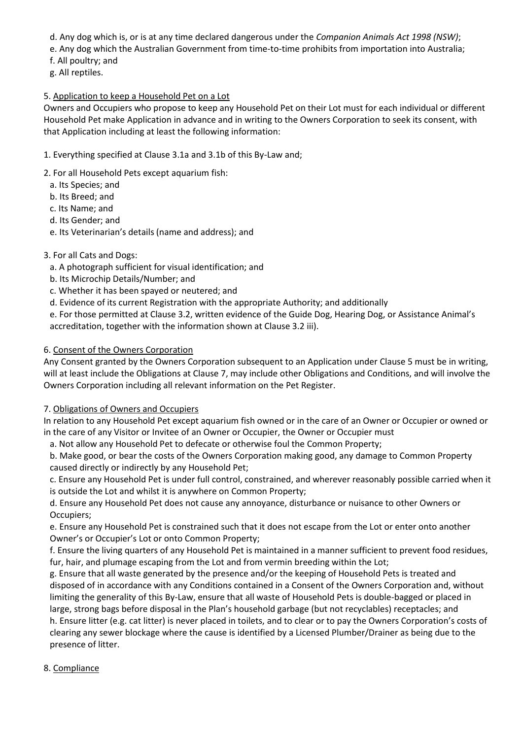d. Any dog which is, or is at any time declared dangerous under the *Companion Animals Act 1998 (NSW)*;
e. Any dog which the Australian Government from time-to-time prohibits from importation into Australia;
f. All poultry; and
g. All reptiles.

5. <u>Application to keep a Household Pet on a Lot</u>
Owners and Occupiers who propose to keep any Household Pet on their Lot must for each individual or different Household Pet make Application in advance and in writing to the Owners Corporation to seek its consent, with that Application including at least the following information:

1. Everything specified at Clause 3.1a and 3.1b of this By-Law and;

2. For all Household Pets except aquarium fish:
   a. Its Species; and
   b. Its Breed; and
   c. Its Name; and
   d. Its Gender; and
   e. Its Veterinarian's details (name and address); and

3. For all Cats and Dogs:
   a. A photograph sufficient for visual identification; and
   b. Its Microchip Details/Number; and
   c. Whether it has been spayed or neutered; and
   d. Evidence of its current Registration with the appropriate Authority; and additionally
   e. For those permitted at Clause 3.2, written evidence of the Guide Dog, Hearing Dog, or Assistance Animal's accreditation, together with the information shown at Clause 3.2 iii).

6. <u>Consent of the Owners Corporation</u>
Any Consent granted by the Owners Corporation subsequent to an Application under Clause 5 must be in writing, will at least include the Obligations at Clause 7, may include other Obligations and Conditions, and will involve the Owners Corporation including all relevant information on the Pet Register.

7. <u>Obligations of Owners and Occupiers</u>
In relation to any Household Pet except aquarium fish owned or in the care of an Owner or Occupier or owned or in the care of any Visitor or Invitee of an Owner or Occupier, the Owner or Occupier must

a. Not allow any Household Pet to defecate or otherwise foul the Common Property;
b. Make good, or bear the costs of the Owners Corporation making good, any damage to Common Property caused directly or indirectly by any Household Pet;
c. Ensure any Household Pet is under full control, constrained, and wherever reasonably possible carried when it is outside the Lot and whilst it is anywhere on Common Property;
d. Ensure any Household Pet does not cause any annoyance, disturbance or nuisance to other Owners or Occupiers;
e. Ensure any Household Pet is constrained such that it does not escape from the Lot or enter onto another Owner's or Occupier's Lot or onto Common Property;
f. Ensure the living quarters of any Household Pet is maintained in a manner sufficient to prevent food residues, fur, hair, and plumage escaping from the Lot and from vermin breeding within the Lot;
g. Ensure that all waste generated by the presence and/or the keeping of Household Pets is treated and disposed of in accordance with any Conditions contained in a Consent of the Owners Corporation and, without limiting the generality of this By-Law, ensure that all waste of Household Pets is double-bagged or placed in large, strong bags before disposal in the Plan's household garbage (but not recyclables) receptacles; and
h. Ensure litter (e.g. cat litter) is never placed in toilets, and to clear or to pay the Owners Corporation's costs of clearing any sewer blockage where the cause is identified by a Licensed Plumber/Drainer as being due to the presence of litter.

8. <u>Compliance</u>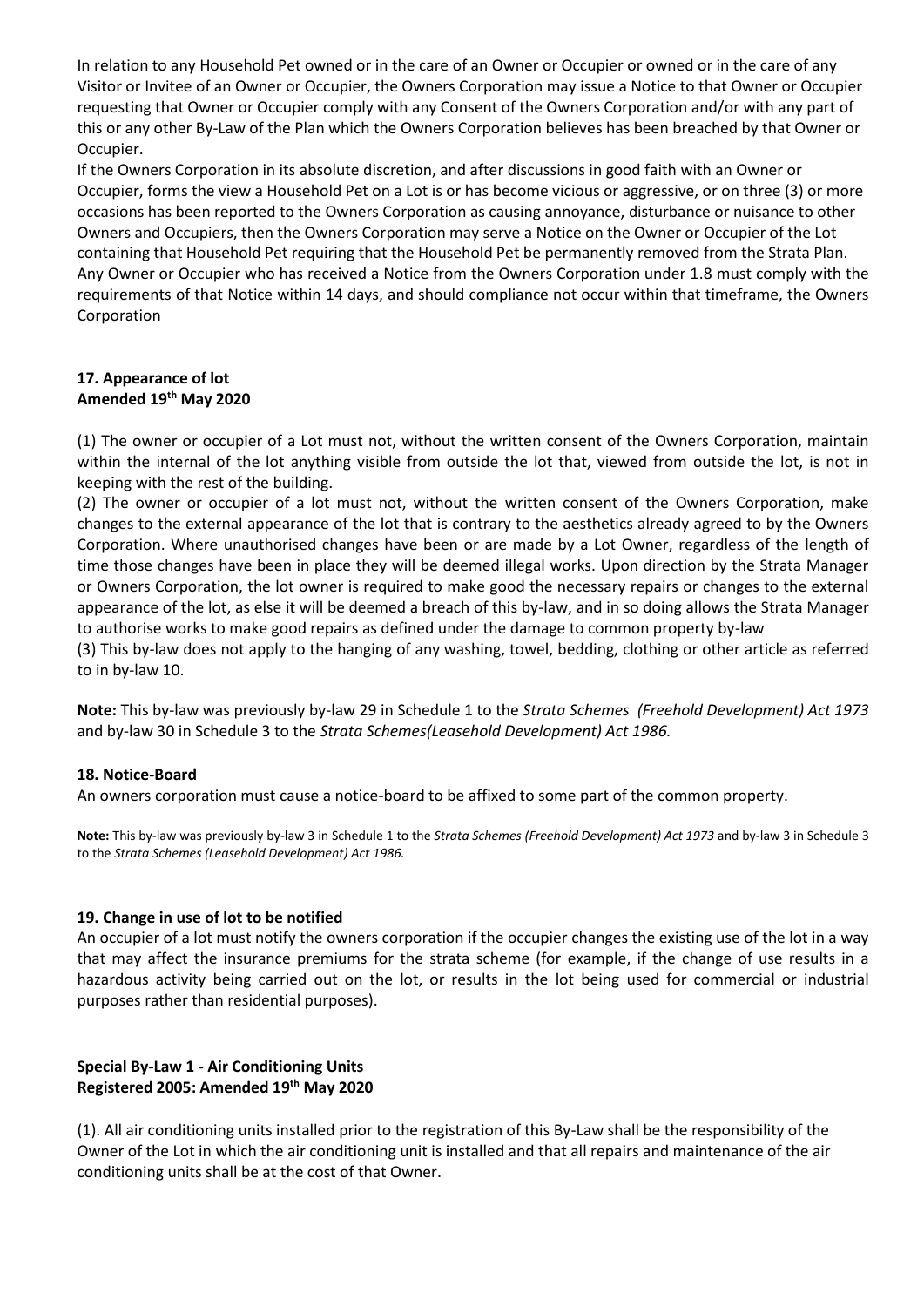In relation to any Household Pet owned or in the care of an Owner or Occupier or owned or in the care of any Visitor or Invitee of an Owner or Occupier, the Owners Corporation may issue a Notice to that Owner or Occupier requesting that Owner or Occupier comply with any Consent of the Owners Corporation and/or with any part of this or any other By-Law of the Plan which the Owners Corporation believes has been breached by that Owner or Occupier.

If the Owners Corporation in its absolute discretion, and after discussions in good faith with an Owner or Occupier, forms the view a Household Pet on a Lot is or has become vicious or aggressive, or on three (3) or more occasions has been reported to the Owners Corporation as causing annoyance, disturbance or nuisance to other Owners and Occupiers, then the Owners Corporation may serve a Notice on the Owner or Occupier of the Lot containing that Household Pet requiring that the Household Pet be permanently removed from the Strata Plan. Any Owner or Occupier who has received a Notice from the Owners Corporation under 1.8 must comply with the requirements of that Notice within 14 days, and should compliance not occur within that timeframe, the Owners Corporation

### 17. Appearance of lot
**Amended 19th May 2020**

(1) The owner or occupier of a Lot must not, without the written consent of the Owners Corporation, maintain within the internal of the lot anything visible from outside the lot that, viewed from outside the lot, is not in keeping with the rest of the building.

(2) The owner or occupier of a lot must not, without the written consent of the Owners Corporation, make changes to the external appearance of the lot that is contrary to the aesthetics already agreed to by the Owners Corporation. Where unauthorised changes have been or are made by a Lot Owner, regardless of the length of time those changes have been in place they will be deemed illegal works. Upon direction by the Strata Manager or Owners Corporation, the lot owner is required to make good the necessary repairs or changes to the external appearance of the lot, as else it will be deemed a breach of this by-law, and in so doing allows the Strata Manager to authorise works to make good repairs as defined under the damage to common property by-law

(3) This by-law does not apply to the hanging of any washing, towel, bedding, clothing or other article as referred to in by-law 10.

**Note:** This by-law was previously by-law 29 in Schedule 1 to the *Strata Schemes (Freehold Development) Act 1973* and by-law 30 in Schedule 3 to the *Strata Schemes(Leasehold Development) Act 1986.*

### 18. Notice-Board

An owners corporation must cause a notice-board to be affixed to some part of the common property.

**Note:** This by-law was previously by-law 3 in Schedule 1 to the *Strata Schemes (Freehold Development) Act 1973* and by-law 3 in Schedule 3 to the *Strata Schemes (Leasehold Development) Act 1986.*

### 19. Change in use of lot to be notified

An occupier of a lot must notify the owners corporation if the occupier changes the existing use of the lot in a way that may affect the insurance premiums for the strata scheme (for example, if the change of use results in a hazardous activity being carried out on the lot, or results in the lot being used for commercial or industrial purposes rather than residential purposes).

### Special By-Law 1 - Air Conditioning Units
**Registered 2005: Amended 19th May 2020**

(1). All air conditioning units installed prior to the registration of this By-Law shall be the responsibility of the Owner of the Lot in which the air conditioning unit is installed and that all repairs and maintenance of the air conditioning units shall be at the cost of that Owner.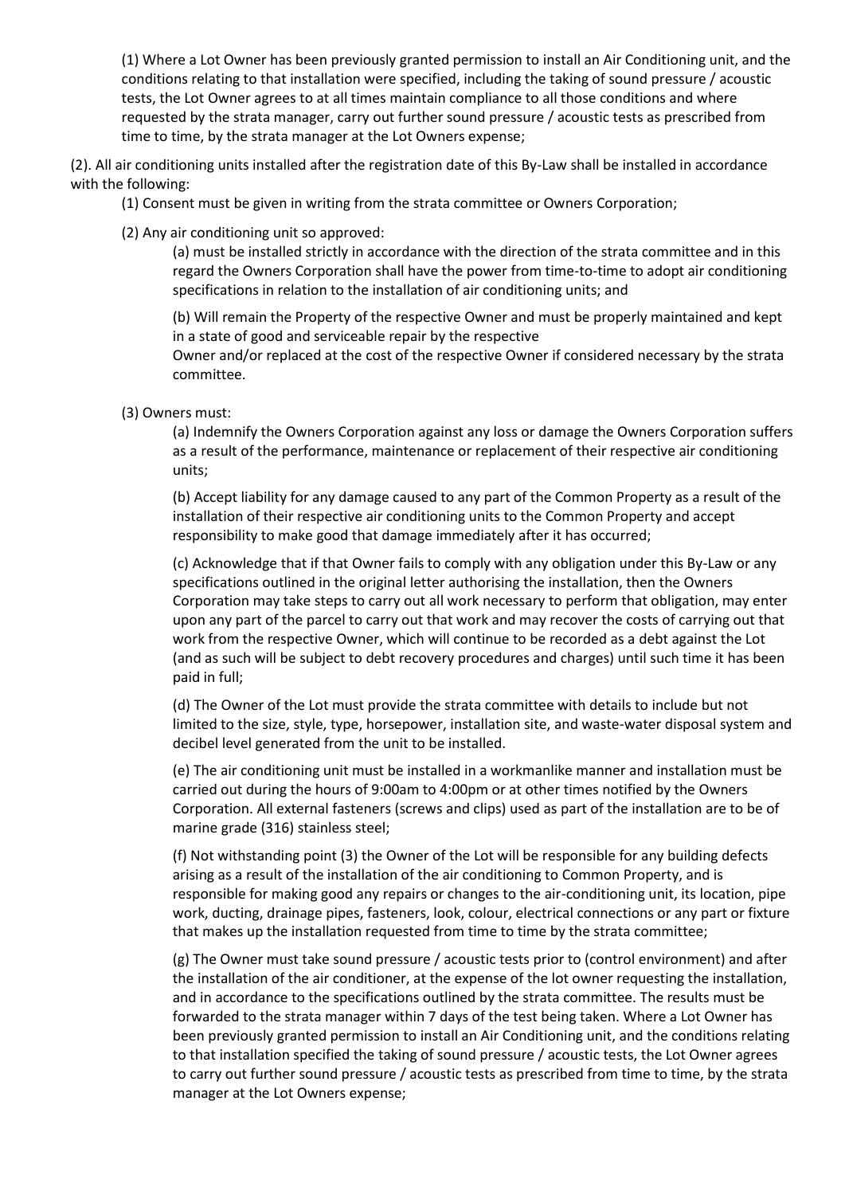(1) Where a Lot Owner has been previously granted permission to install an Air Conditioning unit, and the conditions relating to that installation were specified, including the taking of sound pressure / acoustic tests, the Lot Owner agrees to at all times maintain compliance to all those conditions and where requested by the strata manager, carry out further sound pressure / acoustic tests as prescribed from time to time, by the strata manager at the Lot Owners expense;

(2). All air conditioning units installed after the registration date of this By-Law shall be installed in accordance with the following:

(1) Consent must be given in writing from the strata committee or Owners Corporation;

(2) Any air conditioning unit so approved:

(a) must be installed strictly in accordance with the direction of the strata committee and in this regard the Owners Corporation shall have the power from time-to-time to adopt air conditioning specifications in relation to the installation of air conditioning units; and

(b) Will remain the Property of the respective Owner and must be properly maintained and kept in a state of good and serviceable repair by the respective Owner and/or replaced at the cost of the respective Owner if considered necessary by the strata committee.

(3) Owners must:

(a) Indemnify the Owners Corporation against any loss or damage the Owners Corporation suffers as a result of the performance, maintenance or replacement of their respective air conditioning units;

(b) Accept liability for any damage caused to any part of the Common Property as a result of the installation of their respective air conditioning units to the Common Property and accept responsibility to make good that damage immediately after it has occurred;

(c) Acknowledge that if that Owner fails to comply with any obligation under this By-Law or any specifications outlined in the original letter authorising the installation, then the Owners Corporation may take steps to carry out all work necessary to perform that obligation, may enter upon any part of the parcel to carry out that work and may recover the costs of carrying out that work from the respective Owner, which will continue to be recorded as a debt against the Lot (and as such will be subject to debt recovery procedures and charges) until such time it has been paid in full;

(d) The Owner of the Lot must provide the strata committee with details to include but not limited to the size, style, type, horsepower, installation site, and waste-water disposal system and decibel level generated from the unit to be installed.

(e) The air conditioning unit must be installed in a workmanlike manner and installation must be carried out during the hours of 9:00am to 4:00pm or at other times notified by the Owners Corporation. All external fasteners (screws and clips) used as part of the installation are to be of marine grade (316) stainless steel;

(f) Not withstanding point (3) the Owner of the Lot will be responsible for any building defects arising as a result of the installation of the air conditioning to Common Property, and is responsible for making good any repairs or changes to the air-conditioning unit, its location, pipe work, ducting, drainage pipes, fasteners, look, colour, electrical connections or any part or fixture that makes up the installation requested from time to time by the strata committee;

(g) The Owner must take sound pressure / acoustic tests prior to (control environment) and after the installation of the air conditioner, at the expense of the lot owner requesting the installation, and in accordance to the specifications outlined by the strata committee. The results must be forwarded to the strata manager within 7 days of the test being taken. Where a Lot Owner has been previously granted permission to install an Air Conditioning unit, and the conditions relating to that installation specified the taking of sound pressure / acoustic tests, the Lot Owner agrees to carry out further sound pressure / acoustic tests as prescribed from time to time, by the strata manager at the Lot Owners expense;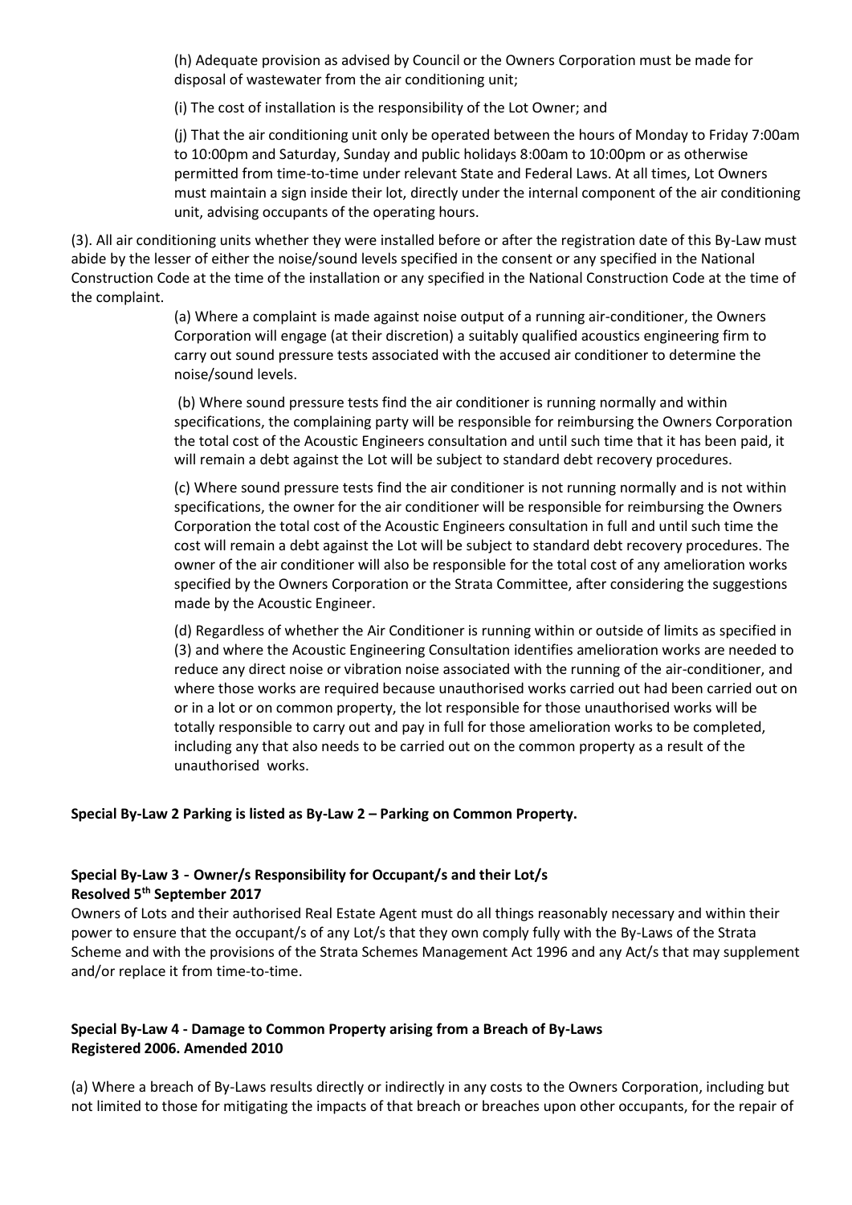(h) Adequate provision as advised by Council or the Owners Corporation must be made for disposal of wastewater from the air conditioning unit;

(i) The cost of installation is the responsibility of the Lot Owner; and

(j) That the air conditioning unit only be operated between the hours of Monday to Friday 7:00am to 10:00pm and Saturday, Sunday and public holidays 8:00am to 10:00pm or as otherwise permitted from time-to-time under relevant State and Federal Laws. At all times, Lot Owners must maintain a sign inside their lot, directly under the internal component of the air conditioning unit, advising occupants of the operating hours.

(3). All air conditioning units whether they were installed before or after the registration date of this By-Law must abide by the lesser of either the noise/sound levels specified in the consent or any specified in the National Construction Code at the time of the installation or any specified in the National Construction Code at the time of the complaint.

(a) Where a complaint is made against noise output of a running air-conditioner, the Owners Corporation will engage (at their discretion) a suitably qualified acoustics engineering firm to carry out sound pressure tests associated with the accused air conditioner to determine the noise/sound levels.

(b) Where sound pressure tests find the air conditioner is running normally and within specifications, the complaining party will be responsible for reimbursing the Owners Corporation the total cost of the Acoustic Engineers consultation and until such time that it has been paid, it will remain a debt against the Lot will be subject to standard debt recovery procedures.

(c) Where sound pressure tests find the air conditioner is not running normally and is not within specifications, the owner for the air conditioner will be responsible for reimbursing the Owners Corporation the total cost of the Acoustic Engineers consultation in full and until such time the cost will remain a debt against the Lot will be subject to standard debt recovery procedures. The owner of the air conditioner will also be responsible for the total cost of any amelioration works specified by the Owners Corporation or the Strata Committee, after considering the suggestions made by the Acoustic Engineer.

(d) Regardless of whether the Air Conditioner is running within or outside of limits as specified in (3) and where the Acoustic Engineering Consultation identifies amelioration works are needed to reduce any direct noise or vibration noise associated with the running of the air-conditioner, and where those works are required because unauthorised works carried out had been carried out on or in a lot or on common property, the lot responsible for those unauthorised works will be totally responsible to carry out and pay in full for those amelioration works to be completed, including any that also needs to be carried out on the common property as a result of the unauthorised works.

**Special By-Law 2 Parking is listed as By-Law 2 – Parking on Common Property.**

**Special By-Law 3 - Owner/s Responsibility for Occupant/s and their Lot/s**
**Resolved 5th September 2017**

Owners of Lots and their authorised Real Estate Agent must do all things reasonably necessary and within their power to ensure that the occupant/s of any Lot/s that they own comply fully with the By-Laws of the Strata Scheme and with the provisions of the Strata Schemes Management Act 1996 and any Act/s that may supplement and/or replace it from time-to-time.

**Special By-Law 4 - Damage to Common Property arising from a Breach of By-Laws**
**Registered 2006. Amended 2010**

(a) Where a breach of By-Laws results directly or indirectly in any costs to the Owners Corporation, including but not limited to those for mitigating the impacts of that breach or breaches upon other occupants, for the repair of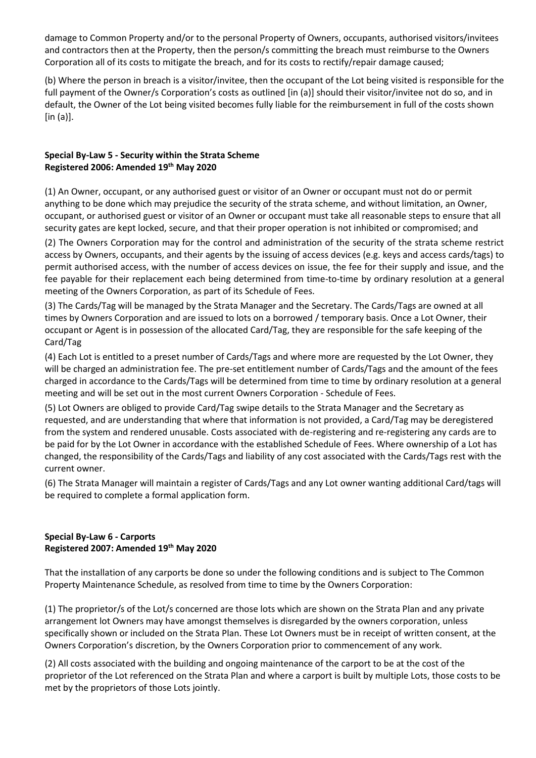damage to Common Property and/or to the personal Property of Owners, occupants, authorised visitors/invitees and contractors then at the Property, then the person/s committing the breach must reimburse to the Owners Corporation all of its costs to mitigate the breach, and for its costs to rectify/repair damage caused;

(b) Where the person in breach is a visitor/invitee, then the occupant of the Lot being visited is responsible for the full payment of the Owner/s Corporation's costs as outlined [in (a)] should their visitor/invitee not do so, and in default, the Owner of the Lot being visited becomes fully liable for the reimbursement in full of the costs shown [in (a)].

**Special By-Law 5 - Security within the Strata Scheme**
**Registered 2006: Amended 19th May 2020**

(1) An Owner, occupant, or any authorised guest or visitor of an Owner or occupant must not do or permit anything to be done which may prejudice the security of the strata scheme, and without limitation, an Owner, occupant, or authorised guest or visitor of an Owner or occupant must take all reasonable steps to ensure that all security gates are kept locked, secure, and that their proper operation is not inhibited or compromised; and

(2) The Owners Corporation may for the control and administration of the security of the strata scheme restrict access by Owners, occupants, and their agents by the issuing of access devices (e.g. keys and access cards/tags) to permit authorised access, with the number of access devices on issue, the fee for their supply and issue, and the fee payable for their replacement each being determined from time-to-time by ordinary resolution at a general meeting of the Owners Corporation, as part of its Schedule of Fees.

(3) The Cards/Tag will be managed by the Strata Manager and the Secretary. The Cards/Tags are owned at all times by Owners Corporation and are issued to lots on a borrowed / temporary basis. Once a Lot Owner, their occupant or Agent is in possession of the allocated Card/Tag, they are responsible for the safe keeping of the Card/Tag

(4) Each Lot is entitled to a preset number of Cards/Tags and where more are requested by the Lot Owner, they will be charged an administration fee. The pre-set entitlement number of Cards/Tags and the amount of the fees charged in accordance to the Cards/Tags will be determined from time to time by ordinary resolution at a general meeting and will be set out in the most current Owners Corporation - Schedule of Fees.

(5) Lot Owners are obliged to provide Card/Tag swipe details to the Strata Manager and the Secretary as requested, and are understanding that where that information is not provided, a Card/Tag may be deregistered from the system and rendered unusable. Costs associated with de-registering and re-registering any cards are to be paid for by the Lot Owner in accordance with the established Schedule of Fees. Where ownership of a Lot has changed, the responsibility of the Cards/Tags and liability of any cost associated with the Cards/Tags rest with the current owner.

(6) The Strata Manager will maintain a register of Cards/Tags and any Lot owner wanting additional Card/tags will be required to complete a formal application form.

**Special By-Law 6 - Carports**
**Registered 2007: Amended 19th May 2020**

That the installation of any carports be done so under the following conditions and is subject to The Common Property Maintenance Schedule, as resolved from time to time by the Owners Corporation:

(1) The proprietor/s of the Lot/s concerned are those lots which are shown on the Strata Plan and any private arrangement lot Owners may have amongst themselves is disregarded by the owners corporation, unless specifically shown or included on the Strata Plan. These Lot Owners must be in receipt of written consent, at the Owners Corporation's discretion, by the Owners Corporation prior to commencement of any work.

(2) All costs associated with the building and ongoing maintenance of the carport to be at the cost of the proprietor of the Lot referenced on the Strata Plan and where a carport is built by multiple Lots, those costs to be met by the proprietors of those Lots jointly.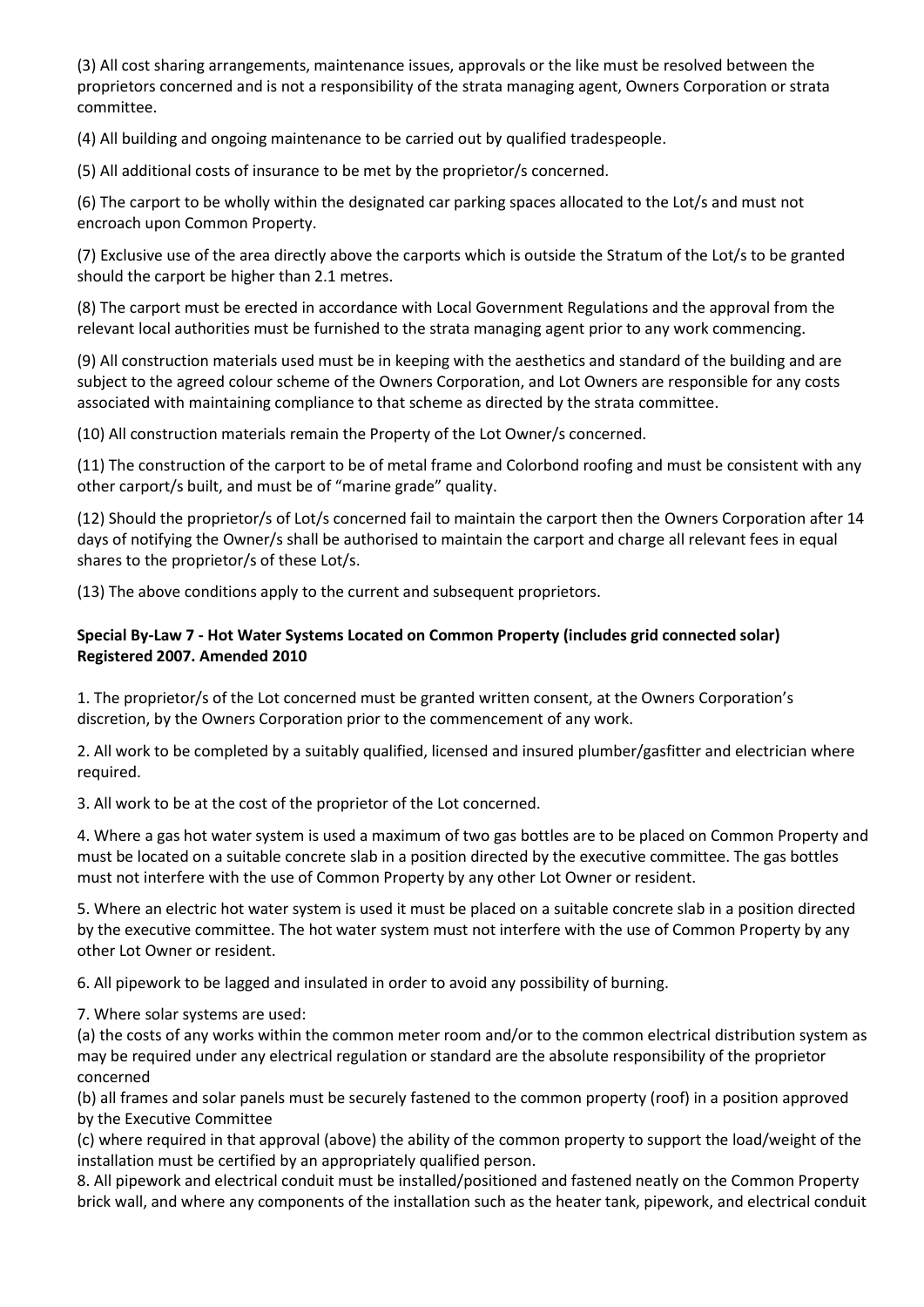(3) All cost sharing arrangements, maintenance issues, approvals or the like must be resolved between the proprietors concerned and is not a responsibility of the strata managing agent, Owners Corporation or strata committee.

(4) All building and ongoing maintenance to be carried out by qualified tradespeople.

(5) All additional costs of insurance to be met by the proprietor/s concerned.

(6) The carport to be wholly within the designated car parking spaces allocated to the Lot/s and must not encroach upon Common Property.

(7) Exclusive use of the area directly above the carports which is outside the Stratum of the Lot/s to be granted should the carport be higher than 2.1 metres.

(8) The carport must be erected in accordance with Local Government Regulations and the approval from the relevant local authorities must be furnished to the strata managing agent prior to any work commencing.

(9) All construction materials used must be in keeping with the aesthetics and standard of the building and are subject to the agreed colour scheme of the Owners Corporation, and Lot Owners are responsible for any costs associated with maintaining compliance to that scheme as directed by the strata committee.

(10) All construction materials remain the Property of the Lot Owner/s concerned.

(11) The construction of the carport to be of metal frame and Colorbond roofing and must be consistent with any other carport/s built, and must be of "marine grade" quality.

(12) Should the proprietor/s of Lot/s concerned fail to maintain the carport then the Owners Corporation after 14 days of notifying the Owner/s shall be authorised to maintain the carport and charge all relevant fees in equal shares to the proprietor/s of these Lot/s.

(13) The above conditions apply to the current and subsequent proprietors.

**Special By-Law 7 - Hot Water Systems Located on Common Property (includes grid connected solar) Registered 2007. Amended 2010**

1. The proprietor/s of the Lot concerned must be granted written consent, at the Owners Corporation's discretion, by the Owners Corporation prior to the commencement of any work.

2. All work to be completed by a suitably qualified, licensed and insured plumber/gasfitter and electrician where required.

3. All work to be at the cost of the proprietor of the Lot concerned.

4. Where a gas hot water system is used a maximum of two gas bottles are to be placed on Common Property and must be located on a suitable concrete slab in a position directed by the executive committee. The gas bottles must not interfere with the use of Common Property by any other Lot Owner or resident.

5. Where an electric hot water system is used it must be placed on a suitable concrete slab in a position directed by the executive committee. The hot water system must not interfere with the use of Common Property by any other Lot Owner or resident.

6. All pipework to be lagged and insulated in order to avoid any possibility of burning.

7. Where solar systems are used:
(a) the costs of any works within the common meter room and/or to the common electrical distribution system as may be required under any electrical regulation or standard are the absolute responsibility of the proprietor concerned
(b) all frames and solar panels must be securely fastened to the common property (roof) in a position approved by the Executive Committee
(c) where required in that approval (above) the ability of the common property to support the load/weight of the installation must be certified by an appropriately qualified person.

8. All pipework and electrical conduit must be installed/positioned and fastened neatly on the Common Property brick wall, and where any components of the installation such as the heater tank, pipework, and electrical conduit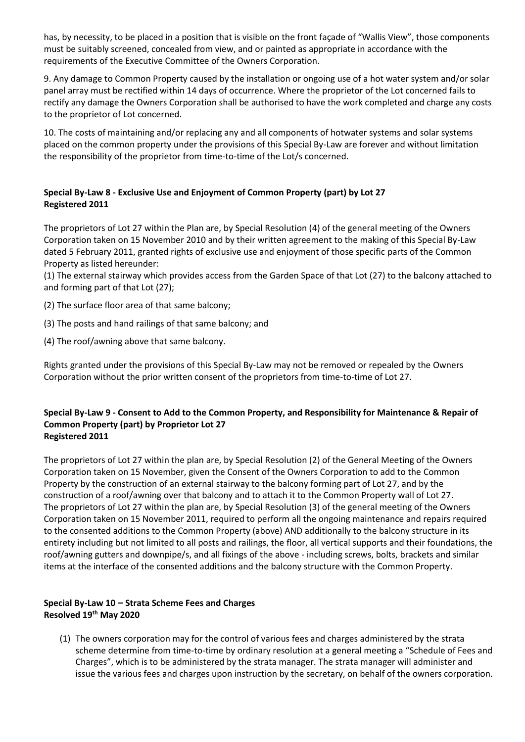has, by necessity, to be placed in a position that is visible on the front façade of "Wallis View", those components must be suitably screened, concealed from view, and or painted as appropriate in accordance with the requirements of the Executive Committee of the Owners Corporation.

9. Any damage to Common Property caused by the installation or ongoing use of a hot water system and/or solar panel array must be rectified within 14 days of occurrence. Where the proprietor of the Lot concerned fails to rectify any damage the Owners Corporation shall be authorised to have the work completed and charge any costs to the proprietor of Lot concerned.

10. The costs of maintaining and/or replacing any and all components of hotwater systems and solar systems placed on the common property under the provisions of this Special By-Law are forever and without limitation the responsibility of the proprietor from time-to-time of the Lot/s concerned.

**Special By-Law 8 - Exclusive Use and Enjoyment of Common Property (part) by Lot 27**
**Registered 2011**

The proprietors of Lot 27 within the Plan are, by Special Resolution (4) of the general meeting of the Owners Corporation taken on 15 November 2010 and by their written agreement to the making of this Special By-Law dated 5 February 2011, granted rights of exclusive use and enjoyment of those specific parts of the Common Property as listed hereunder:

(1) The external stairway which provides access from the Garden Space of that Lot (27) to the balcony attached to and forming part of that Lot (27);

(2) The surface floor area of that same balcony;

(3) The posts and hand railings of that same balcony; and

(4) The roof/awning above that same balcony.

Rights granted under the provisions of this Special By-Law may not be removed or repealed by the Owners Corporation without the prior written consent of the proprietors from time-to-time of Lot 27.

**Special By-Law 9 - Consent to Add to the Common Property, and Responsibility for Maintenance & Repair of Common Property (part) by Proprietor Lot 27**
**Registered 2011**

The proprietors of Lot 27 within the plan are, by Special Resolution (2) of the General Meeting of the Owners Corporation taken on 15 November, given the Consent of the Owners Corporation to add to the Common Property by the construction of an external stairway to the balcony forming part of Lot 27, and by the construction of a roof/awning over that balcony and to attach it to the Common Property wall of Lot 27.
The proprietors of Lot 27 within the plan are, by Special Resolution (3) of the general meeting of the Owners Corporation taken on 15 November 2011, required to perform all the ongoing maintenance and repairs required to the consented additions to the Common Property (above) AND additionally to the balcony structure in its entirety including but not limited to all posts and railings, the floor, all vertical supports and their foundations, the roof/awning gutters and downpipe/s, and all fixings of the above - including screws, bolts, brackets and similar items at the interface of the consented additions and the balcony structure with the Common Property.

**Special By-Law 10 – Strata Scheme Fees and Charges**
**Resolved 19th May 2020**

(1) The owners corporation may for the control of various fees and charges administered by the strata scheme determine from time-to-time by ordinary resolution at a general meeting a "Schedule of Fees and Charges", which is to be administered by the strata manager. The strata manager will administer and issue the various fees and charges upon instruction by the secretary, on behalf of the owners corporation.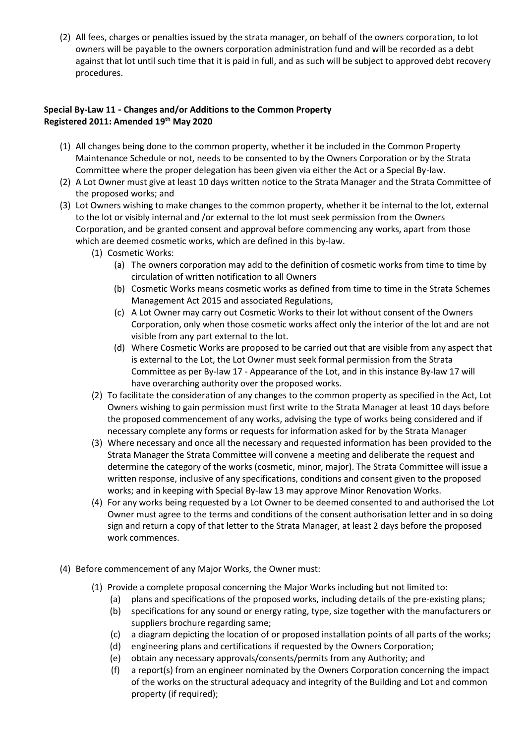(2) All fees, charges or penalties issued by the strata manager, on behalf of the owners corporation, to lot owners will be payable to the owners corporation administration fund and will be recorded as a debt against that lot until such time that it is paid in full, and as such will be subject to approved debt recovery procedures.

**Special By-Law 11 - Changes and/or Additions to the Common Property**
**Registered 2011: Amended 19th May 2020**

(1) All changes being done to the common property, whether it be included in the Common Property Maintenance Schedule or not, needs to be consented to by the Owners Corporation or by the Strata Committee where the proper delegation has been given via either the Act or a Special By-law.

(2) A Lot Owner must give at least 10 days written notice to the Strata Manager and the Strata Committee of the proposed works; and

(3) Lot Owners wishing to make changes to the common property, whether it be internal to the lot, external to the lot or visibly internal and /or external to the lot must seek permission from the Owners Corporation, and be granted consent and approval before commencing any works, apart from those which are deemed cosmetic works, which are defined in this by-law.

   (1) Cosmetic Works:

      (a) The owners corporation may add to the definition of cosmetic works from time to time by circulation of written notification to all Owners

      (b) Cosmetic Works means cosmetic works as defined from time to time in the Strata Schemes Management Act 2015 and associated Regulations,

      (c) A Lot Owner may carry out Cosmetic Works to their lot without consent of the Owners Corporation, only when those cosmetic works affect only the interior of the lot and are not visible from any part external to the lot.

      (d) Where Cosmetic Works are proposed to be carried out that are visible from any aspect that is external to the Lot, the Lot Owner must seek formal permission from the Strata Committee as per By-law 17 - Appearance of the Lot, and in this instance By-law 17 will have overarching authority over the proposed works.

   (2) To facilitate the consideration of any changes to the common property as specified in the Act, Lot Owners wishing to gain permission must first write to the Strata Manager at least 10 days before the proposed commencement of any works, advising the type of works being considered and if necessary complete any forms or requests for information asked for by the Strata Manager

   (3) Where necessary and once all the necessary and requested information has been provided to the Strata Manager the Strata Committee will convene a meeting and deliberate the request and determine the category of the works (cosmetic, minor, major). The Strata Committee will issue a written response, inclusive of any specifications, conditions and consent given to the proposed works; and in keeping with Special By-law 13 may approve Minor Renovation Works.

   (4) For any works being requested by a Lot Owner to be deemed consented to and authorised the Lot Owner must agree to the terms and conditions of the consent authorisation letter and in so doing sign and return a copy of that letter to the Strata Manager, at least 2 days before the proposed work commences.

(4) Before commencement of any Major Works, the Owner must:

   (1) Provide a complete proposal concerning the Major Works including but not limited to:

      (a) plans and specifications of the proposed works, including details of the pre-existing plans;

      (b) specifications for any sound or energy rating, type, size together with the manufacturers or suppliers brochure regarding same;

      (c) a diagram depicting the location of or proposed installation points of all parts of the works;

      (d) engineering plans and certifications if requested by the Owners Corporation;

      (e) obtain any necessary approvals/consents/permits from any Authority; and

      (f) a report(s) from an engineer nominated by the Owners Corporation concerning the impact of the works on the structural adequacy and integrity of the Building and Lot and common property (if required);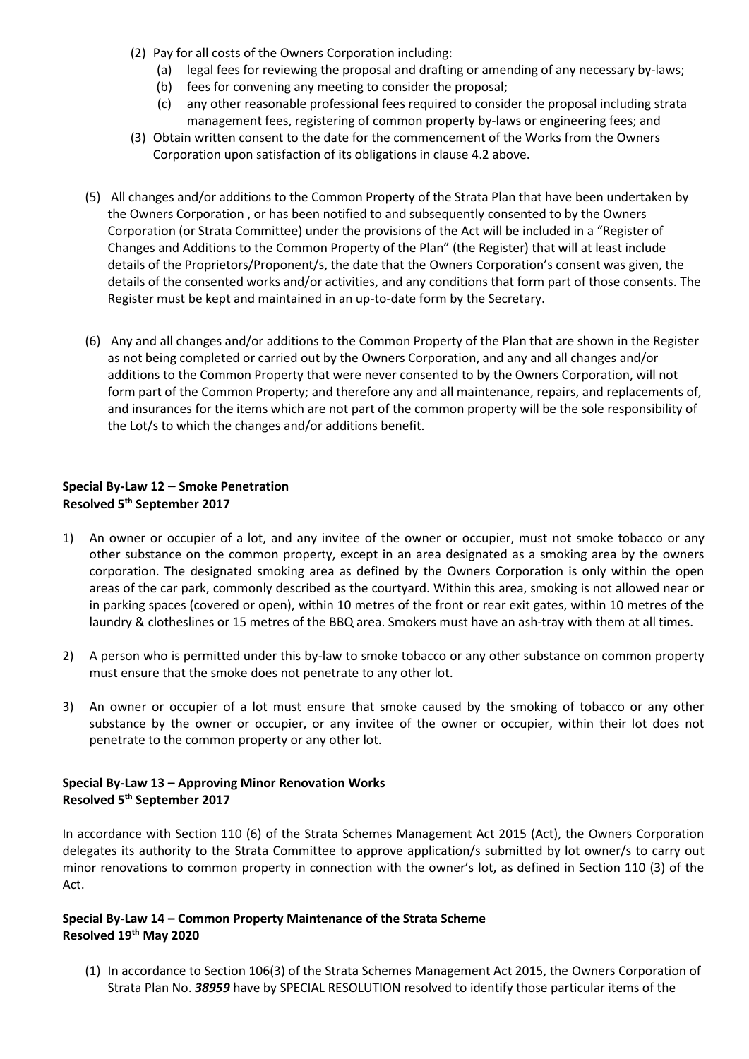(2) Pay for all costs of the Owners Corporation including:
   (a) legal fees for reviewing the proposal and drafting or amending of any necessary by-laws;
   (b) fees for convening any meeting to consider the proposal;
   (c) any other reasonable professional fees required to consider the proposal including strata management fees, registering of common property by-laws or engineering fees; and

(3) Obtain written consent to the date for the commencement of the Works from the Owners Corporation upon satisfaction of its obligations in clause 4.2 above.

(5) All changes and/or additions to the Common Property of the Strata Plan that have been undertaken by the Owners Corporation , or has been notified to and subsequently consented to by the Owners Corporation (or Strata Committee) under the provisions of the Act will be included in a "Register of Changes and Additions to the Common Property of the Plan" (the Register) that will at least include details of the Proprietors/Proponent/s, the date that the Owners Corporation's consent was given, the details of the consented works and/or activities, and any conditions that form part of those consents. The Register must be kept and maintained in an up-to-date form by the Secretary.

(6) Any and all changes and/or additions to the Common Property of the Plan that are shown in the Register as not being completed or carried out by the Owners Corporation, and any and all changes and/or additions to the Common Property that were never consented to by the Owners Corporation, will not form part of the Common Property; and therefore any and all maintenance, repairs, and replacements of, and insurances for the items which are not part of the common property will be the sole responsibility of the Lot/s to which the changes and/or additions benefit.

**Special By-Law 12 – Smoke Penetration**
**Resolved 5th September 2017**

1) An owner or occupier of a lot, and any invitee of the owner or occupier, must not smoke tobacco or any other substance on the common property, except in an area designated as a smoking area by the owners corporation. The designated smoking area as defined by the Owners Corporation is only within the open areas of the car park, commonly described as the courtyard. Within this area, smoking is not allowed near or in parking spaces (covered or open), within 10 metres of the front or rear exit gates, within 10 metres of the laundry & clotheslines or 15 metres of the BBQ area. Smokers must have an ash-tray with them at all times.

2) A person who is permitted under this by-law to smoke tobacco or any other substance on common property must ensure that the smoke does not penetrate to any other lot.

3) An owner or occupier of a lot must ensure that smoke caused by the smoking of tobacco or any other substance by the owner or occupier, or any invitee of the owner or occupier, within their lot does not penetrate to the common property or any other lot.

**Special By-Law 13 – Approving Minor Renovation Works**
**Resolved 5th September 2017**

In accordance with Section 110 (6) of the Strata Schemes Management Act 2015 (Act), the Owners Corporation delegates its authority to the Strata Committee to approve application/s submitted by lot owner/s to carry out minor renovations to common property in connection with the owner's lot, as defined in Section 110 (3) of the Act.

**Special By-Law 14 – Common Property Maintenance of the Strata Scheme**
**Resolved 19th May 2020**

(1) In accordance to Section 106(3) of the Strata Schemes Management Act 2015, the Owners Corporation of Strata Plan No. ***38959*** have by SPECIAL RESOLUTION resolved to identify those particular items of the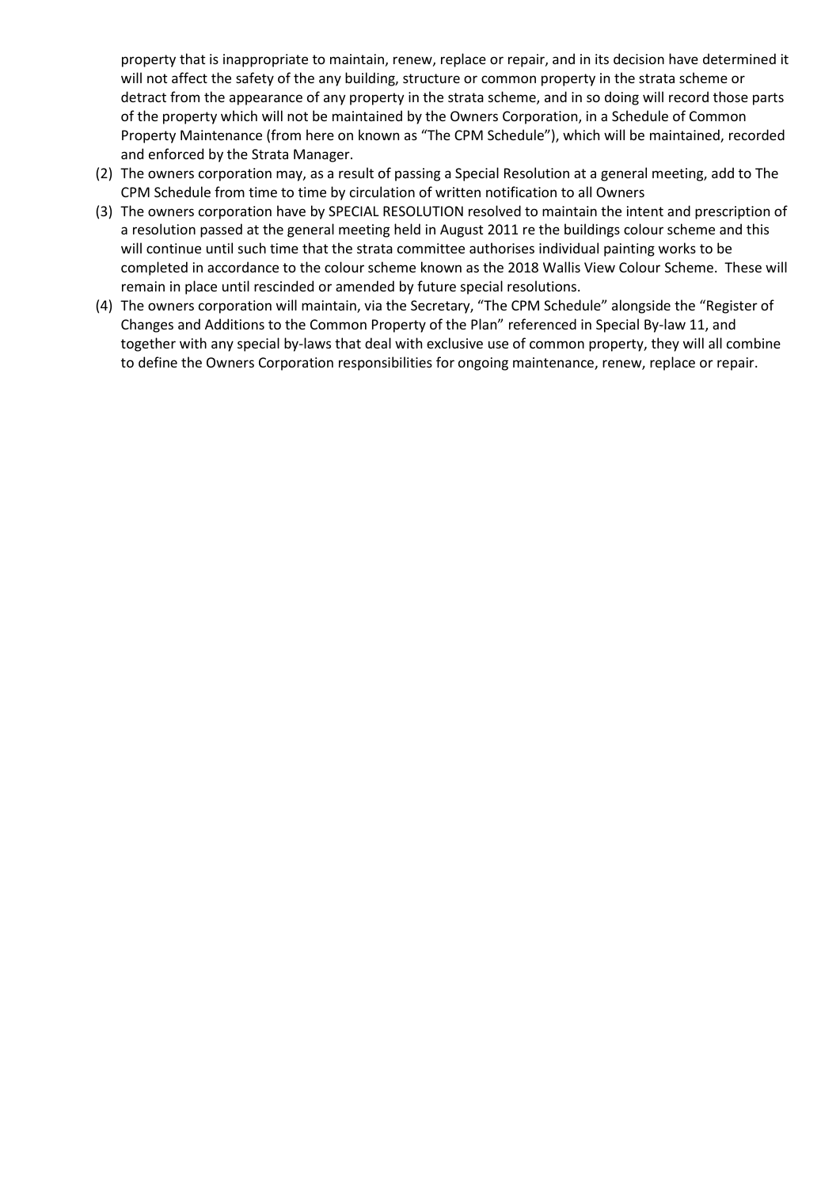property that is inappropriate to maintain, renew, replace or repair, and in its decision have determined it will not affect the safety of the any building, structure or common property in the strata scheme or detract from the appearance of any property in the strata scheme, and in so doing will record those parts of the property which will not be maintained by the Owners Corporation, in a Schedule of Common Property Maintenance (from here on known as "The CPM Schedule"), which will be maintained, recorded and enforced by the Strata Manager.

(2) The owners corporation may, as a result of passing a Special Resolution at a general meeting, add to The CPM Schedule from time to time by circulation of written notification to all Owners

(3) The owners corporation have by SPECIAL RESOLUTION resolved to maintain the intent and prescription of a resolution passed at the general meeting held in August 2011 re the buildings colour scheme and this will continue until such time that the strata committee authorises individual painting works to be completed in accordance to the colour scheme known as the 2018 Wallis View Colour Scheme. These will remain in place until rescinded or amended by future special resolutions.

(4) The owners corporation will maintain, via the Secretary, "The CPM Schedule" alongside the "Register of Changes and Additions to the Common Property of the Plan" referenced in Special By-law 11, and together with any special by-laws that deal with exclusive use of common property, they will all combine to define the Owners Corporation responsibilities for ongoing maintenance, renew, replace or repair.